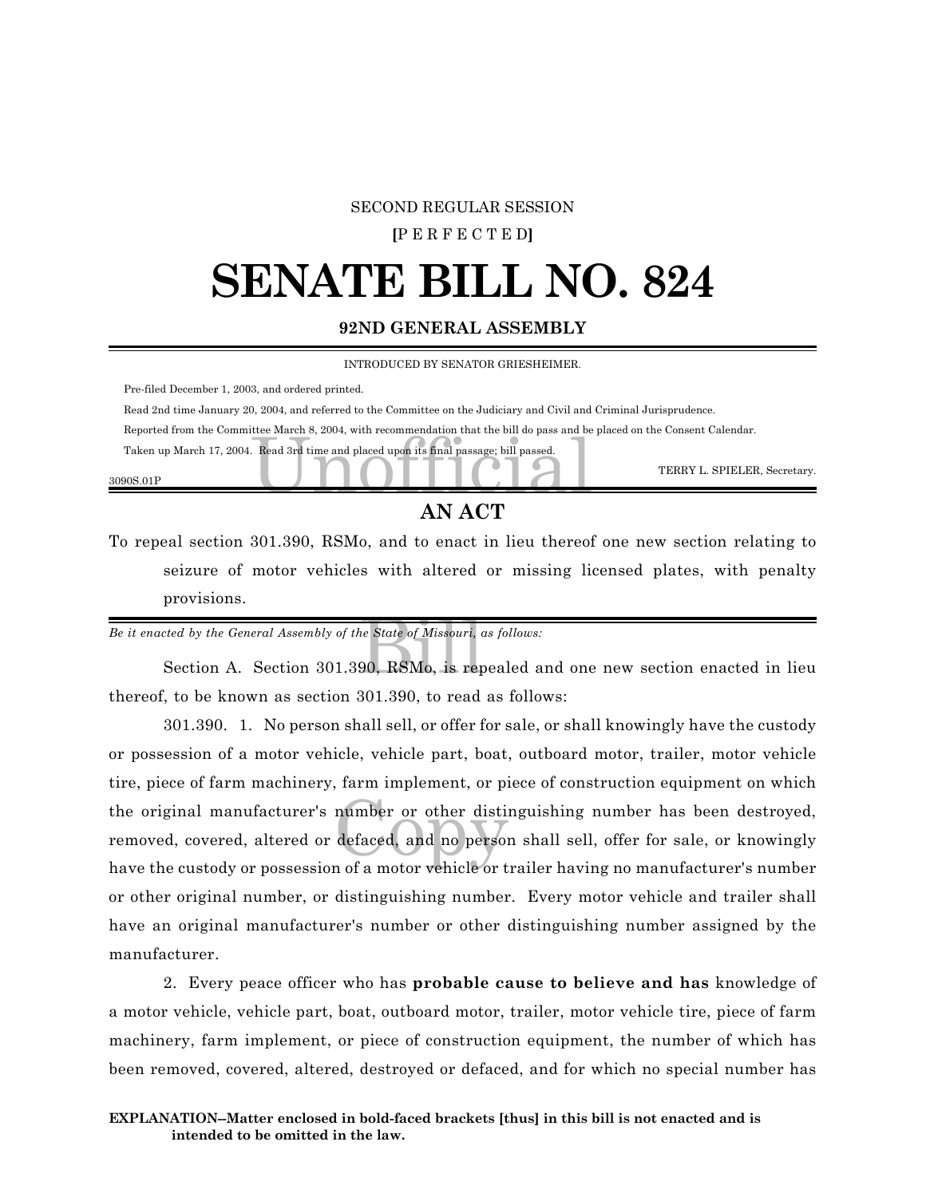SECOND REGULAR SESSION

**[**P E R F E C T E D**]**

# SENATE BILL NO. 824

**92ND GENERAL ASSEMBLY**

INTRODUCED BY SENATOR GRIESHEIMER.

Pre-filed December 1, 2003, and ordered printed.

Read 2nd time January 20, 2004, and referred to the Committee on the Judiciary and Civil and Criminal Jurisprudence.

Reported from the Committee March 8, 2004, with recommendation that the bill do pass and be placed on the Consent Calendar.

Taken up March 17, 2004. Read 3rd time and placed upon its final passage; bill passed.

TERRY L. SPIELER, Secretary.

3090S.01P

## AN ACT

To repeal section 301.390, RSMo, and to enact in lieu thereof one new section relating to seizure of motor vehicles with altered or missing licensed plates, with penalty provisions.

*Be it enacted by the General Assembly of the State of Missouri, as follows:*

Section A. Section 301.390, RSMo, is repealed and one new section enacted in lieu thereof, to be known as section 301.390, to read as follows:

301.390. 1. No person shall sell, or offer for sale, or shall knowingly have the custody or possession of a motor vehicle, vehicle part, boat, outboard motor, trailer, motor vehicle tire, piece of farm machinery, farm implement, or piece of construction equipment on which the original manufacturer's number or other distinguishing number has been destroyed, removed, covered, altered or defaced, and no person shall sell, offer for sale, or knowingly have the custody or possession of a motor vehicle or trailer having no manufacturer's number or other original number, or distinguishing number. Every motor vehicle and trailer shall have an original manufacturer's number or other distinguishing number assigned by the manufacturer.

2. Every peace officer who has **probable cause to believe and has** knowledge of a motor vehicle, vehicle part, boat, outboard motor, trailer, motor vehicle tire, piece of farm machinery, farm implement, or piece of construction equipment, the number of which has been removed, covered, altered, destroyed or defaced, and for which no special number has

**EXPLANATION--Matter enclosed in bold-faced brackets [thus] in this bill is not enacted and is intended to be omitted in the law.**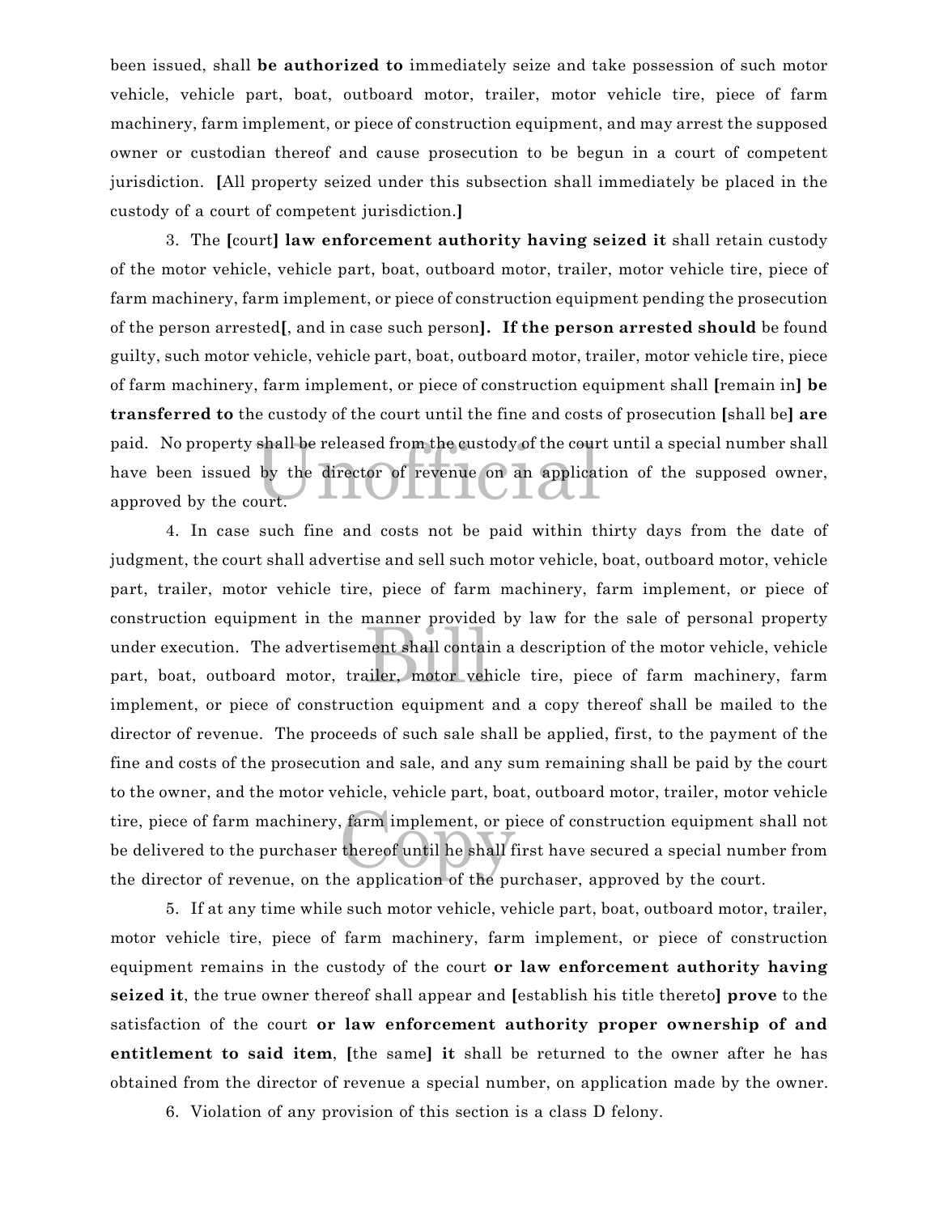been issued, shall **be authorized to** immediately seize and take possession of such motor vehicle, vehicle part, boat, outboard motor, trailer, motor vehicle tire, piece of farm machinery, farm implement, or piece of construction equipment, and may arrest the supposed owner or custodian thereof and cause prosecution to be begun in a court of competent jurisdiction. **[**All property seized under this subsection shall immediately be placed in the custody of a court of competent jurisdiction.**]**

3. The **[**court**] law enforcement authority having seized it** shall retain custody of the motor vehicle, vehicle part, boat, outboard motor, trailer, motor vehicle tire, piece of farm machinery, farm implement, or piece of construction equipment pending the prosecution of the person arrested**[**, and in case such person**]. If the person arrested should** be found guilty, such motor vehicle, vehicle part, boat, outboard motor, trailer, motor vehicle tire, piece of farm machinery, farm implement, or piece of construction equipment shall **[**remain in**] be transferred to** the custody of the court until the fine and costs of prosecution **[**shall be**] are** paid. No property shall be released from the custody of the court until a special number shall have been issued by the director of revenue on an application of the supposed owner, approved by the court.

4. In case such fine and costs not be paid within thirty days from the date of judgment, the court shall advertise and sell such motor vehicle, boat, outboard motor, vehicle part, trailer, motor vehicle tire, piece of farm machinery, farm implement, or piece of construction equipment in the manner provided by law for the sale of personal property under execution. The advertisement shall contain a description of the motor vehicle, vehicle part, boat, outboard motor, trailer, motor vehicle tire, piece of farm machinery, farm implement, or piece of construction equipment and a copy thereof shall be mailed to the director of revenue. The proceeds of such sale shall be applied, first, to the payment of the fine and costs of the prosecution and sale, and any sum remaining shall be paid by the court to the owner, and the motor vehicle, vehicle part, boat, outboard motor, trailer, motor vehicle tire, piece of farm machinery, farm implement, or piece of construction equipment shall not be delivered to the purchaser thereof until he shall first have secured a special number from the director of revenue, on the application of the purchaser, approved by the court.

5. If at any time while such motor vehicle, vehicle part, boat, outboard motor, trailer, motor vehicle tire, piece of farm machinery, farm implement, or piece of construction equipment remains in the custody of the court **or law enforcement authority having seized it**, the true owner thereof shall appear and **[**establish his title thereto**] prove** to the satisfaction of the court **or law enforcement authority proper ownership of and entitlement to said item**, **[**the same**] it** shall be returned to the owner after he has obtained from the director of revenue a special number, on application made by the owner.

6. Violation of any provision of this section is a class D felony.